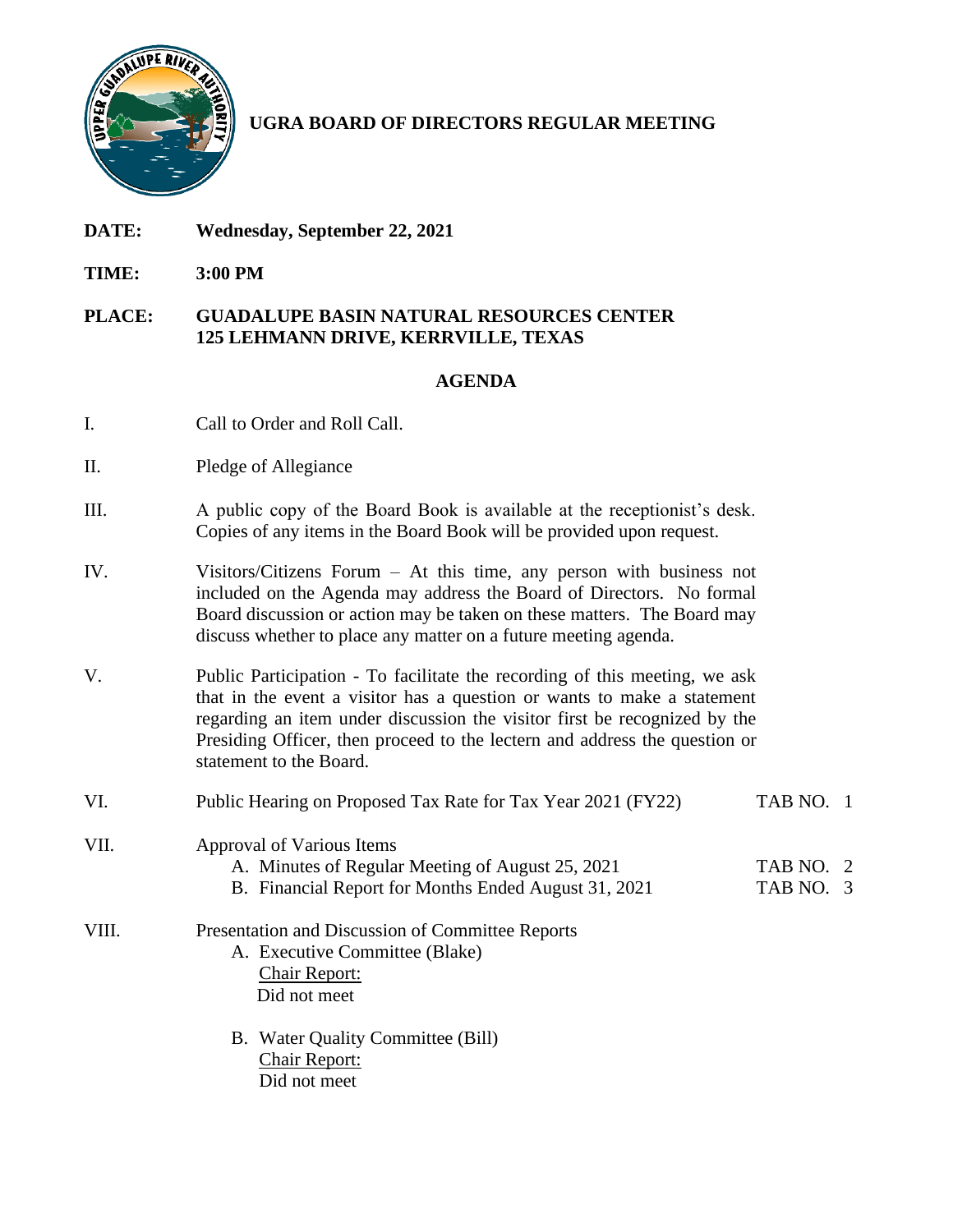# UGRA BOARD OF DIRECTORS REGULAR MEETING

**DATE:** **Wednesday, September 22, 2021**

**TIME:** **3:00 PM**

**PLACE:** **GUADALUPE BASIN NATURAL RESOURCES CENTER**
**125 LEHMANN DRIVE, KERRVILLE, TEXAS**

## AGENDA

I. Call to Order and Roll Call.

II. Pledge of Allegiance

III. A public copy of the Board Book is available at the receptionist's desk. Copies of any items in the Board Book will be provided upon request.

IV. Visitors/Citizens Forum – At this time, any person with business not included on the Agenda may address the Board of Directors. No formal Board discussion or action may be taken on these matters. The Board may discuss whether to place any matter on a future meeting agenda.

V. Public Participation - To facilitate the recording of this meeting, we ask that in the event a visitor has a question or wants to make a statement regarding an item under discussion the visitor first be recognized by the Presiding Officer, then proceed to the lectern and address the question or statement to the Board.

VI. Public Hearing on Proposed Tax Rate for Tax Year 2021 (FY22) TAB NO. 1

VII. Approval of Various Items
   A. Minutes of Regular Meeting of August 25, 2021 TAB NO. 2
   B. Financial Report for Months Ended August 31, 2021 TAB NO. 3

VIII. Presentation and Discussion of Committee Reports
   A. Executive Committee (Blake)
      Chair Report:
      Did not meet

   B. Water Quality Committee (Bill)
      Chair Report:
      Did not meet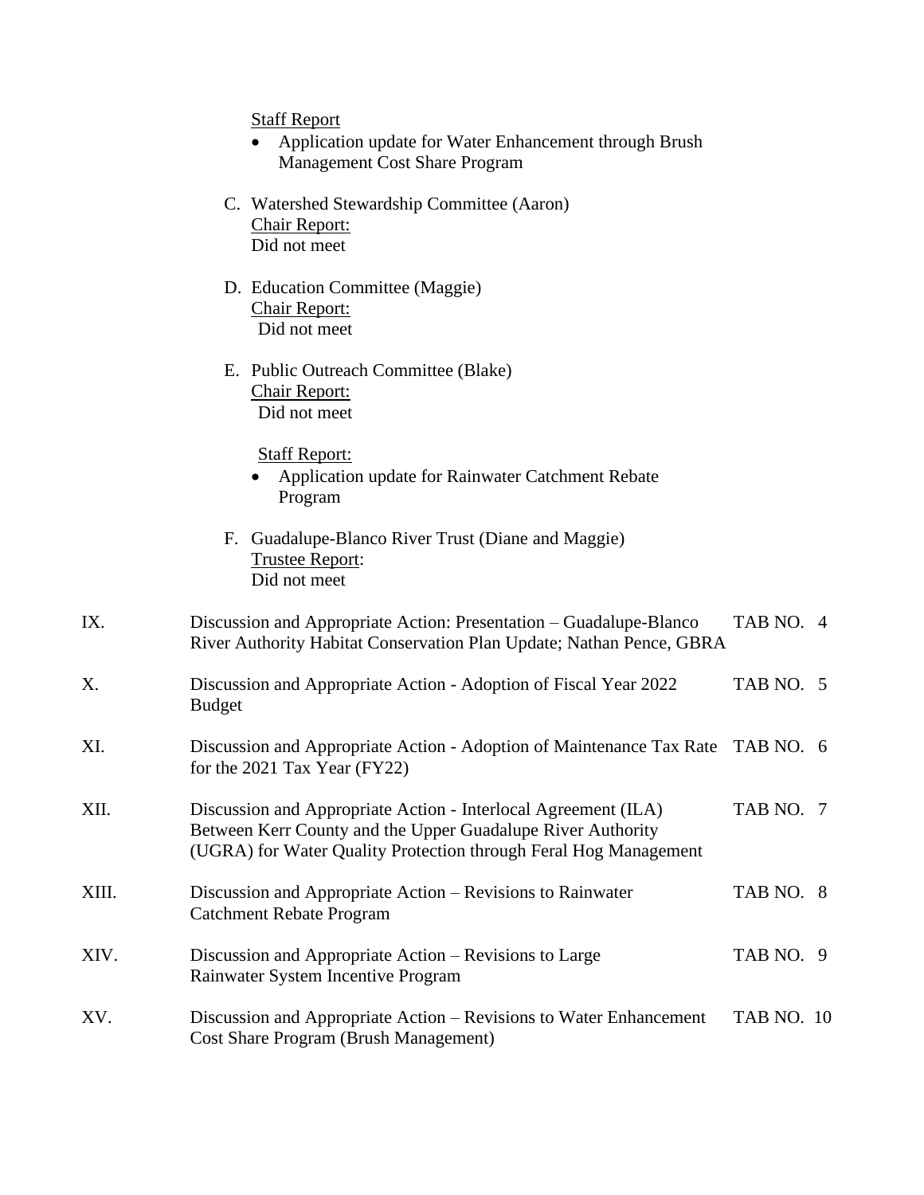Staff Report

- Application update for Water Enhancement through Brush Management Cost Share Program

C. Watershed Stewardship Committee (Aaron)
Chair Report:
Did not meet

D. Education Committee (Maggie)
Chair Report:
Did not meet

E. Public Outreach Committee (Blake)
Chair Report:
Did not meet

Staff Report:

- Application update for Rainwater Catchment Rebate Program

F. Guadalupe-Blanco River Trust (Diane and Maggie)
Trustee Report:
Did not meet

IX. Discussion and Appropriate Action: Presentation – Guadalupe-Blanco River Authority Habitat Conservation Plan Update; Nathan Pence, GBRA — TAB NO. 4

X. Discussion and Appropriate Action - Adoption of Fiscal Year 2022 Budget — TAB NO. 5

XI. Discussion and Appropriate Action - Adoption of Maintenance Tax Rate for the 2021 Tax Year (FY22) — TAB NO. 6

XII. Discussion and Appropriate Action - Interlocal Agreement (ILA) Between Kerr County and the Upper Guadalupe River Authority (UGRA) for Water Quality Protection through Feral Hog Management — TAB NO. 7

XIII. Discussion and Appropriate Action – Revisions to Rainwater Catchment Rebate Program — TAB NO. 8

XIV. Discussion and Appropriate Action – Revisions to Large Rainwater System Incentive Program — TAB NO. 9

XV. Discussion and Appropriate Action – Revisions to Water Enhancement Cost Share Program (Brush Management) — TAB NO. 10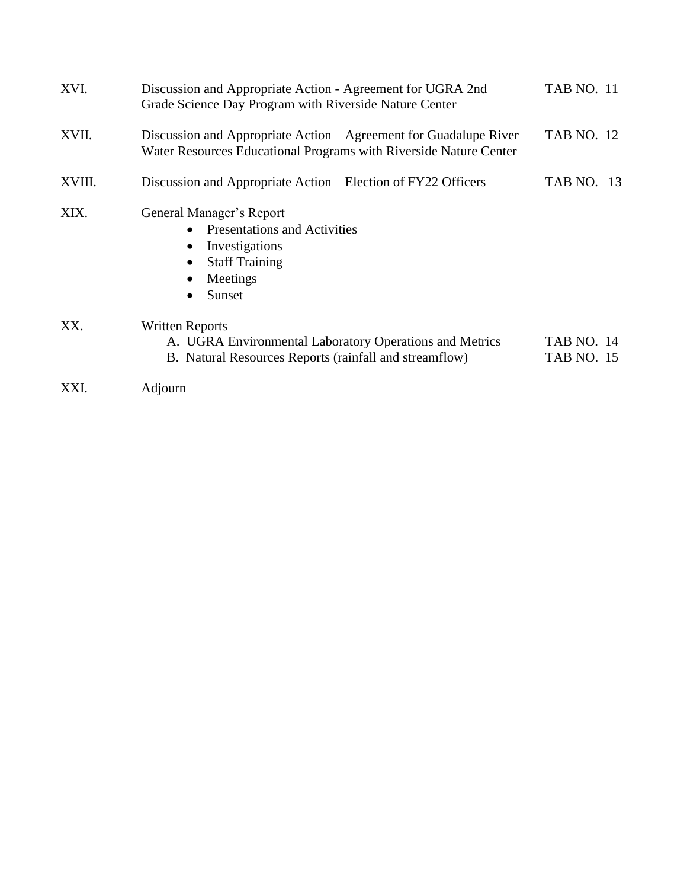| | | |
|---|---|---|
| XVI. | Discussion and Appropriate Action - Agreement for UGRA 2nd Grade Science Day Program with Riverside Nature Center | TAB NO. 11 |
| XVII. | Discussion and Appropriate Action – Agreement for Guadalupe River Water Resources Educational Programs with Riverside Nature Center | TAB NO. 12 |
| XVIII. | Discussion and Appropriate Action – Election of FY22 Officers | TAB NO. 13 |
| XIX. | General Manager's Report<br>• Presentations and Activities<br>• Investigations<br>• Staff Training<br>• Meetings<br>• Sunset | |
| XX. | Written Reports<br>A. UGRA Environmental Laboratory Operations and Metrics<br>B. Natural Resources Reports (rainfall and streamflow) | <br>TAB NO. 14<br>TAB NO. 15 |
| XXI. | Adjourn | |